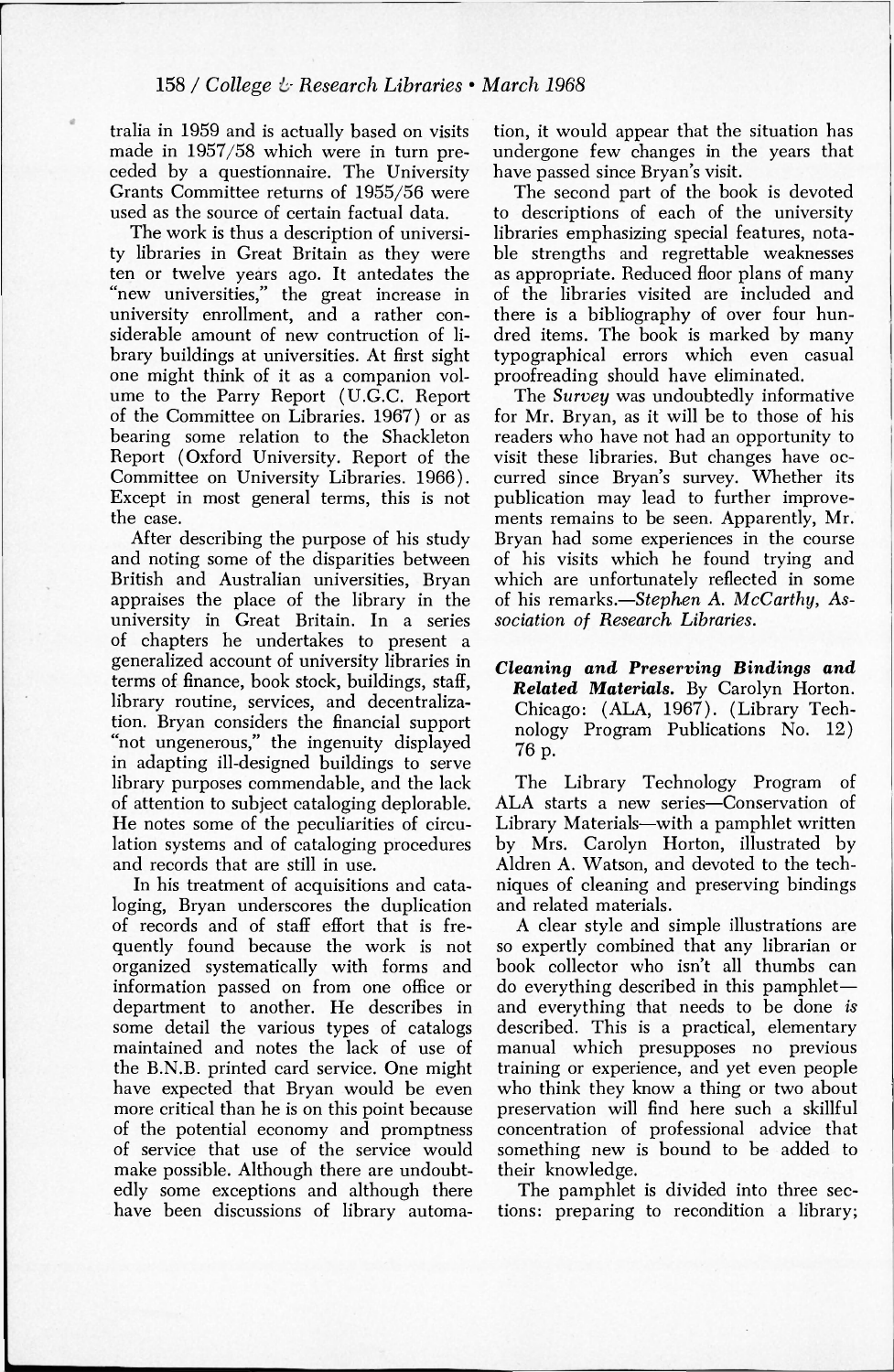tralia in 1959 and is actually based on visits made in 1957/58 which were in turn preceded by a questionnaire. The University Grants Committee returns of 1955/56 were used as the source of certain factual data.

The work is thus a description of university libraries in Great Britain as they were ten or twelve years ago. It antedates the "new universities," the great increase in university enrollment, and a rather considerable amount of new contruction of library buildings at universities. At first sight one might think of it as a companion volume to the Parry Report (U.G.C. Report of the Committee on Libraries. 1967) or as bearing some relation to the Shackleton Report (Oxford University. Report of the Committee on University Libraries. 1966). Except in most general terms, this is not the case.

After describing the purpose of his study and noting some of the disparities between British and Australian universities, Bryan appraises the place of the library in the university in Great Britain. In a series of chapters he undertakes to present a generalized account of university libraries in terms of finance, book stock, buildings, staff, library routine, services, and decentralization. Bryan considers the financial support "not ungenerous," the ingenuity displayed in adapting ill-designed buildings to serve library purposes commendable, and the lack of attention to subject cataloging deplorable. He notes some of the peculiarities of circulation systems and of cataloging procedures and records that are still in use.

In his treatment of acquisitions and cataloging, Bryan underscores the duplication of records and of staff effort that is frequently found because the work is not organized systematically with forms and information passed on from one office or department to another. He describes in some detail the various types of catalogs maintained and notes the lack of use of the B.N.B. printed card service. One might have expected that Bryan would be even more critical than he is on this point because of the potential economy and promptness of service that use of the service would make possible. Although there are undoubtedly some exceptions and although there have been discussions of library automation, it would appear that the situation has undergone few changes in the years that have passed since Bryan's visit.

The second part of the book is devoted to descriptions of each of the university libraries emphasizing special features, notable strengths and regrettable weaknesses as appropriate. Reduced floor plans of many of the libraries visited are included and there is a bibliography of over four hundred items. The book is marked by many typographical errors which even casual proofreading should have eliminated.

The *Survey* was undoubtedly informative for Mr. Bryan, as it will be to those of his readers who have not had an opportunity to visit these libraries. But changes have occurred since Bryan's survey. Whether its publication may lead to further improvements remains to be seen. Apparently, Mr. Bryan had some experiences in the course of his visits which he found trying and which are unfortunately reflected in some of his remarks.—*Stephen A. McCarthy, Association of Research Libraries.*

***Cleaning and Preserving Bindings and Related Materials.*** By Carolyn Horton. Chicago: (ALA, 1967). (Library Technology Program Publications No. 12) 76 p.

The Library Technology Program of ALA starts a new series—Conservation of Library Materials—with a pamphlet written by Mrs. Carolyn Horton, illustrated by Aldren A. Watson, and devoted to the techniques of cleaning and preserving bindings and related materials.

A clear style and simple illustrations are so expertly combined that any librarian or book collector who isn't all thumbs can do everything described in this pamphlet—and everything that needs to be done *is* described. This is a practical, elementary manual which presupposes no previous training or experience, and yet even people who think they know a thing or two about preservation will find here such a skillful concentration of professional advice that something new is bound to be added to their knowledge.

The pamphlet is divided into three sections: preparing to recondition a library;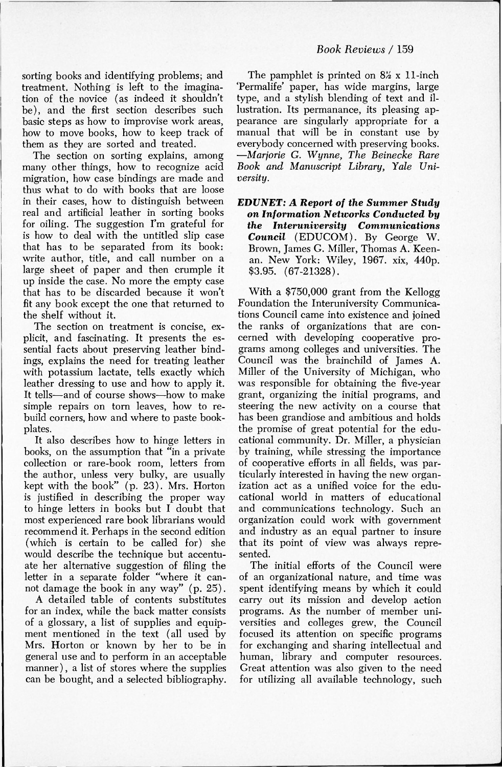sorting books and identifying problems; and treatment. Nothing is left to the imagination of the novice (as indeed it shouldn't be), and the first section describes such basic steps as how to improvise work areas, how to move books, how to keep track of them as they are sorted and treated.

The section on sorting explains, among many other things, how to recognize acid migration, how case bindings are made and thus what to do with books that are loose in their cases, how to distinguish between real and artificial leather in sorting books for oiling. The suggestion I'm grateful for is how to deal with the untitled slip case that has to be separated from its book: write author, title, and call number on a large sheet of paper and then crumple it up inside the case. No more the empty case that has to be discarded because it won't fit any book except the one that returned to the shelf without it.

The section on treatment is concise, explicit, and fascinating. It presents the essential facts about preserving leather bindings, explains the need for treating leather with potassium lactate, tells exactly which leather dressing to use and how to apply it. It tells—and of course shows—how to make simple repairs on torn leaves, how to rebuild corners, how and where to paste bookplates.

It also describes how to hinge letters in books, on the assumption that "in a private collection or rare-book room, letters from the author, unless very bulky, are usually kept with the book" (p. 23). Mrs. Horton is justified in describing the proper way to hinge letters in books but I doubt that most experienced rare book librarians would recommend it. Perhaps in the second edition (which is certain to be called for) she would describe the technique but accentuate her alternative suggestion of filing the letter in a separate folder "where it cannot damage the book in any way" (p. 25).

A detailed table of contents substitutes for an index, while the back matter consists of a glossary, a list of supplies and equipment mentioned in the text (all used by Mrs. Horton or known by her to be in general use and to perform in an acceptable manner), a list of stores where the supplies can be bought, and a selected bibliography.

The pamphlet is printed on 8½ x 11-inch 'Permalife' paper, has wide margins, large type, and a stylish blending of text and illustration. Its permanance, its pleasing appearance are singularly appropriate for a manual that will be in constant use by everybody concerned with preserving books. —*Marjorie G. Wynne, The Beinecke Rare Book and Manuscript Library, Yale University.*

***EDUNET: A Report of the Summer Study on Information Networks Conducted by the Interuniversity Communications Council*** (EDUCOM). By George W. Brown, James G. Miller, Thomas A. Keenan. New York: Wiley, 1967. xix, 440p. $3.95. (67-21328).

With a $750,000 grant from the Kellogg Foundation the Interuniversity Communications Council came into existence and joined the ranks of organizations that are concerned with developing cooperative programs among colleges and universities. The Council was the brainchild of James A. Miller of the University of Michigan, who was responsible for obtaining the five-year grant, organizing the initial programs, and steering the new activity on a course that has been grandiose and ambitious and holds the promise of great potential for the educational community. Dr. Miller, a physician by training, while stressing the importance of cooperative efforts in all fields, was particularly interested in having the new organization act as a unified voice for the educational world in matters of educational and communications technology. Such an organization could work with government and industry as an equal partner to insure that its point of view was always represented.

The initial efforts of the Council were of an organizational nature, and time was spent identifying means by which it could carry out its mission and develop action programs. As the number of member universities and colleges grew, the Council focused its attention on specific programs for exchanging and sharing intellectual and human, library and computer resources. Great attention was also given to the need for utilizing all available technology, such